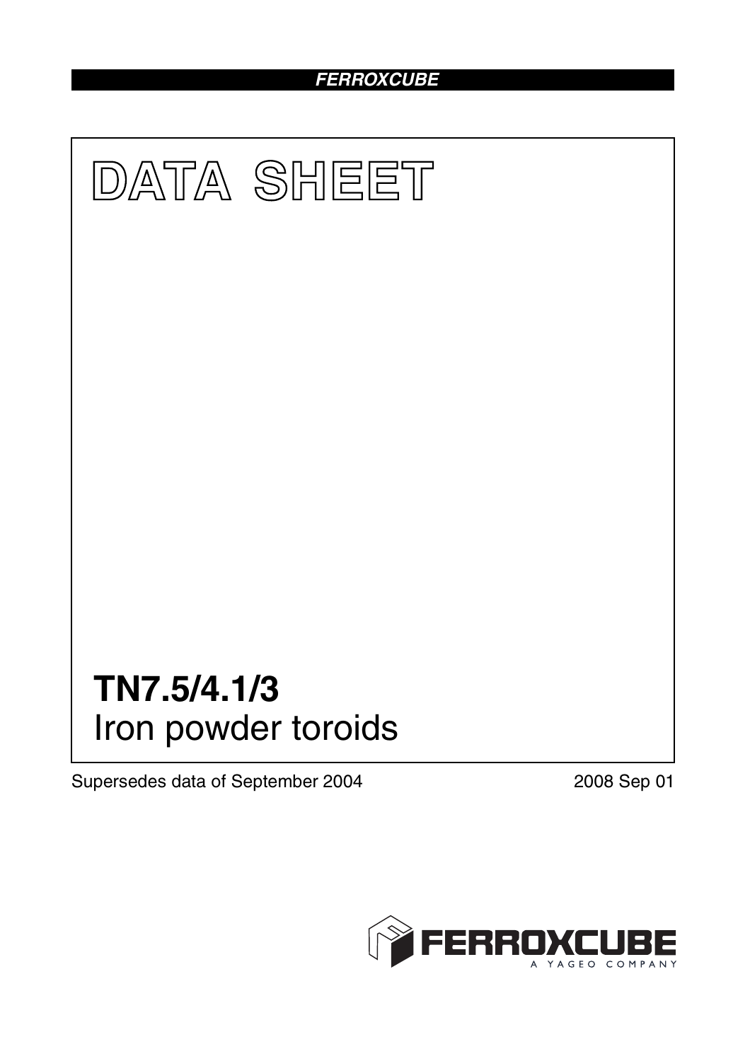# DATA SHEET

# TN7.5/4.1/3

Iron powder toroids

Supersedes data of September 2004

2008 Sep 01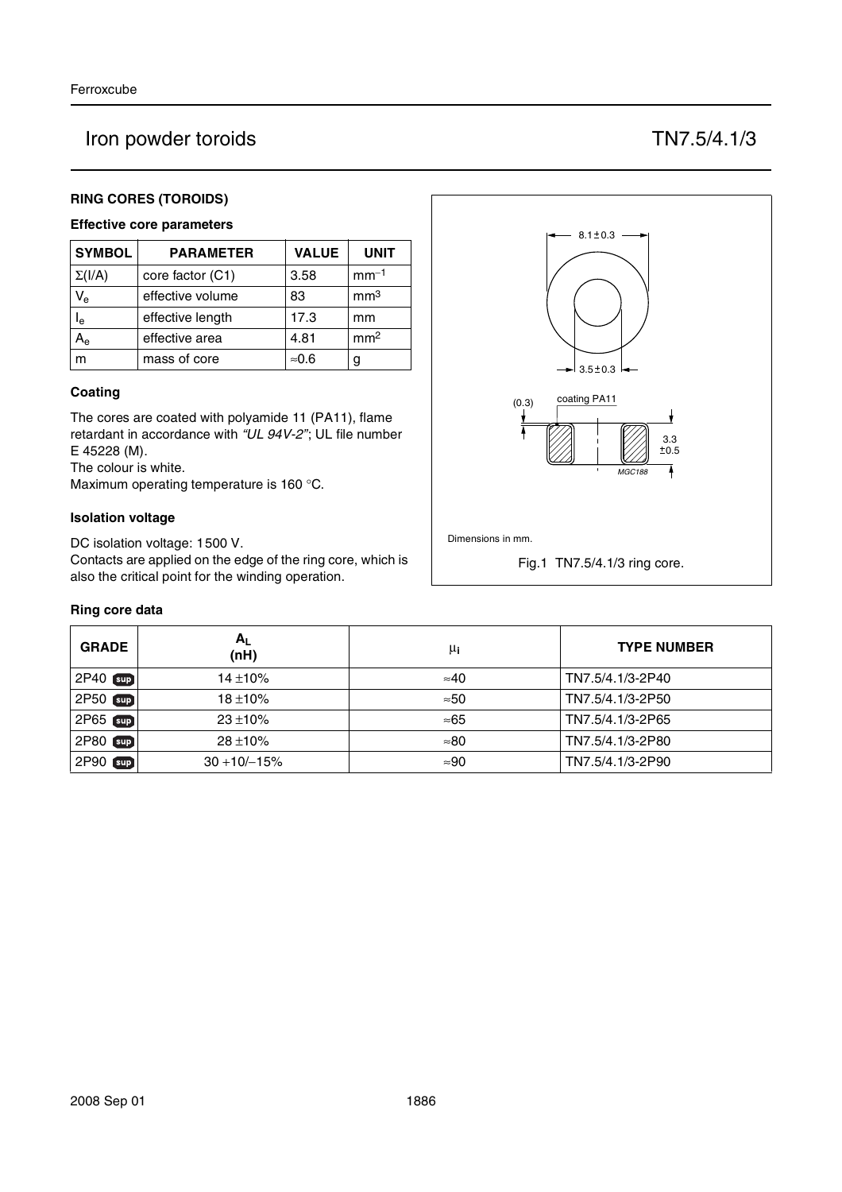# Iron powder toroids TN7.5/4.1/3

## RING CORES (TOROIDS)

### Effective core parameters

| SYMBOL | PARAMETER | VALUE | UNIT |
|---|---|---|---|
| $\Sigma(l/A)$ | core factor (C1) | 3.58 | $mm^{-1}$ |
| $V_e$ | effective volume | 83 | $mm^3$ |
| $l_e$ | effective length | 17.3 | mm |
| $A_e$ | effective area | 4.81 | $mm^2$ |
| m | mass of core | ≈0.6 | g |

### Coating

The cores are coated with polyamide 11 (PA11), flame retardant in accordance with *"UL 94V-2"*; UL file number E 45228 (M).
The colour is white.
Maximum operating temperature is 160 °C.

### Isolation voltage

DC isolation voltage: 1500 V.
Contacts are applied on the edge of the ring core, which is also the critical point for the winding operation.

Dimensions in mm.

Fig.1 TN7.5/4.1/3 ring core.

### Ring core data

| GRADE | $A_L$ (nH) | $\mu_i$ | TYPE NUMBER |
|---|---|---|---|
| 2P40 sup | 14 ±10% | ≈40 | TN7.5/4.1/3-2P40 |
| 2P50 sup | 18 ±10% | ≈50 | TN7.5/4.1/3-2P50 |
| 2P65 sup | 23 ±10% | ≈65 | TN7.5/4.1/3-2P65 |
| 2P80 sup | 28 ±10% | ≈80 | TN7.5/4.1/3-2P80 |
| 2P90 sup | 30 +10/−15% | ≈90 | TN7.5/4.1/3-2P90 |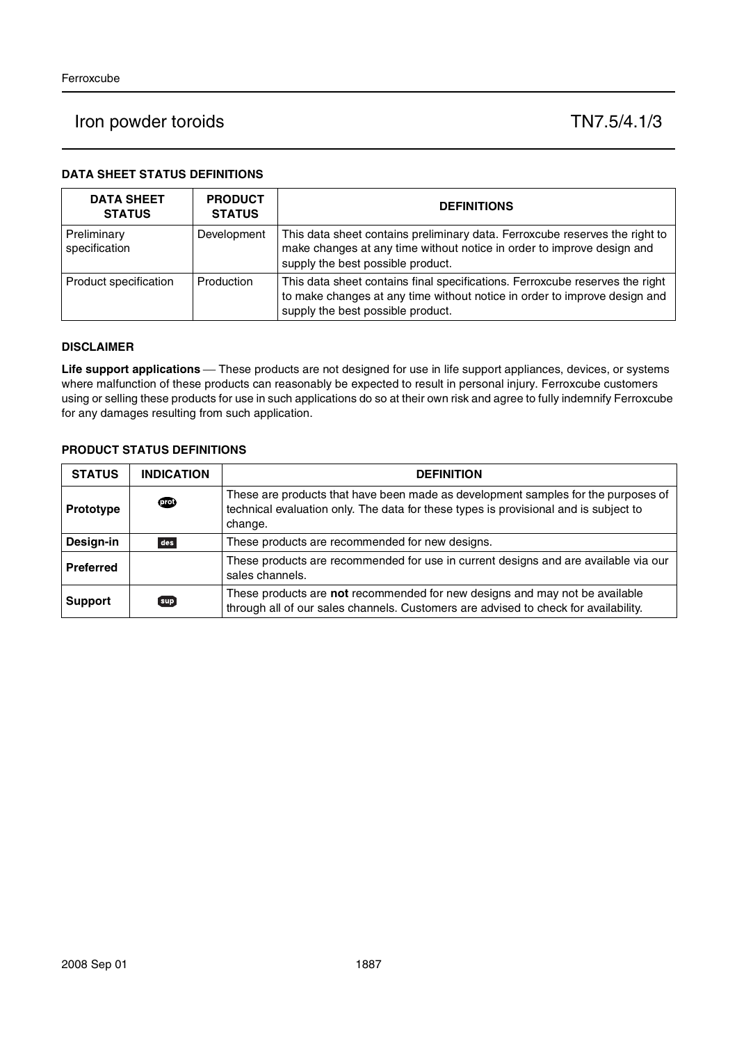## DATA SHEET STATUS DEFINITIONS

| DATA SHEET STATUS | PRODUCT STATUS | DEFINITIONS |
|---|---|---|
| Preliminary specification | Development | This data sheet contains preliminary data. Ferroxcube reserves the right to make changes at any time without notice in order to improve design and supply the best possible product. |
| Product specification | Production | This data sheet contains final specifications. Ferroxcube reserves the right to make changes at any time without notice in order to improve design and supply the best possible product. |

## DISCLAIMER

**Life support applications** — These products are not designed for use in life support appliances, devices, or systems where malfunction of these products can reasonably be expected to result in personal injury. Ferroxcube customers using or selling these products for use in such applications do so at their own risk and agree to fully indemnify Ferroxcube for any damages resulting from such application.

## PRODUCT STATUS DEFINITIONS

| STATUS | INDICATION | DEFINITION |
|---|---|---|
| **Prototype** | prot | These are products that have been made as development samples for the purposes of technical evaluation only. The data for these types is provisional and is subject to change. |
| **Design-in** | des | These products are recommended for new designs. |
| **Preferred** | | These products are recommended for use in current designs and are available via our sales channels. |
| **Support** | sup | These products are **not** recommended for new designs and may not be available through all of our sales channels. Customers are advised to check for availability. |